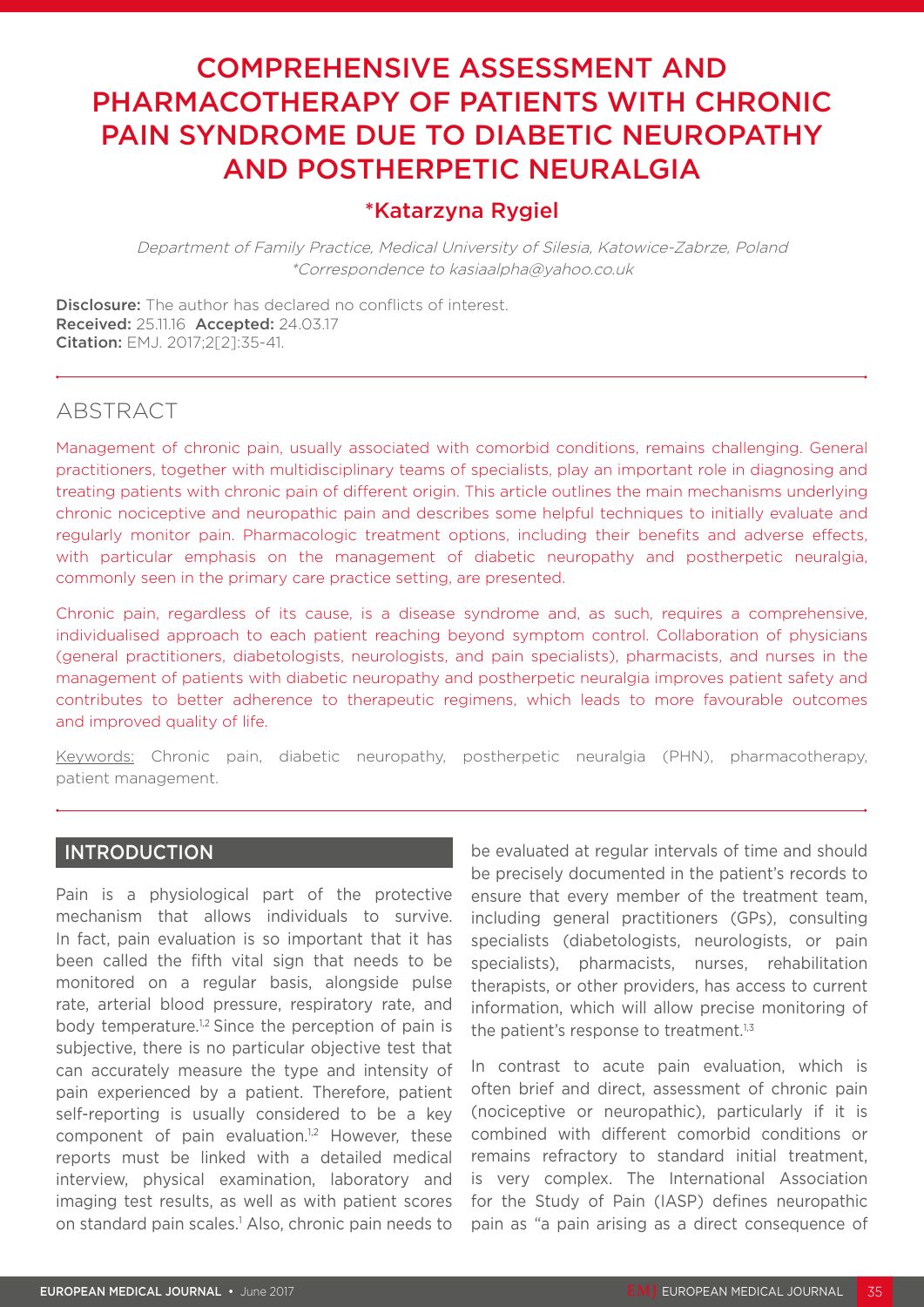# COMPREHENSIVE ASSESSMENT AND PHARMACOTHERAPY OF PATIENTS WITH CHRONIC PAIN SYNDROME DUE TO DIABETIC NEUROPATHY AND POSTHERPETIC NEURALGIA

**\*Katarzyna Rygiel**

*Department of Family Practice, Medical University of Silesia, Katowice-Zabrze, Poland*
*\*Correspondence to kasiaalpha@yahoo.co.uk*

**Disclosure:** The author has declared no conflicts of interest.
**Received:** 25.11.16 **Accepted:** 24.03.17
**Citation:** EMJ. 2017;2[2]:35-41.

## ABSTRACT

Management of chronic pain, usually associated with comorbid conditions, remains challenging. General practitioners, together with multidisciplinary teams of specialists, play an important role in diagnosing and treating patients with chronic pain of different origin. This article outlines the main mechanisms underlying chronic nociceptive and neuropathic pain and describes some helpful techniques to initially evaluate and regularly monitor pain. Pharmacologic treatment options, including their benefits and adverse effects, with particular emphasis on the management of diabetic neuropathy and postherpetic neuralgia, commonly seen in the primary care practice setting, are presented.

Chronic pain, regardless of its cause, is a disease syndrome and, as such, requires a comprehensive, individualised approach to each patient reaching beyond symptom control. Collaboration of physicians (general practitioners, diabetologists, neurologists, and pain specialists), pharmacists, and nurses in the management of patients with diabetic neuropathy and postherpetic neuralgia improves patient safety and contributes to better adherence to therapeutic regimens, which leads to more favourable outcomes and improved quality of life.

Keywords: Chronic pain, diabetic neuropathy, postherpetic neuralgia (PHN), pharmacotherapy, patient management.

## INTRODUCTION

Pain is a physiological part of the protective mechanism that allows individuals to survive. In fact, pain evaluation is so important that it has been called the fifth vital sign that needs to be monitored on a regular basis, alongside pulse rate, arterial blood pressure, respiratory rate, and body temperature.[1,2] Since the perception of pain is subjective, there is no particular objective test that can accurately measure the type and intensity of pain experienced by a patient. Therefore, patient self-reporting is usually considered to be a key component of pain evaluation.[1,2] However, these reports must be linked with a detailed medical interview, physical examination, laboratory and imaging test results, as well as with patient scores on standard pain scales.[1] Also, chronic pain needs to be evaluated at regular intervals of time and should be precisely documented in the patient's records to ensure that every member of the treatment team, including general practitioners (GPs), consulting specialists (diabetologists, neurologists, or pain specialists), pharmacists, nurses, rehabilitation therapists, or other providers, has access to current information, which will allow precise monitoring of the patient's response to treatment.[1,3]

In contrast to acute pain evaluation, which is often brief and direct, assessment of chronic pain (nociceptive or neuropathic), particularly if it is combined with different comorbid conditions or remains refractory to standard initial treatment, is very complex. The International Association for the Study of Pain (IASP) defines neuropathic pain as "a pain arising as a direct consequence of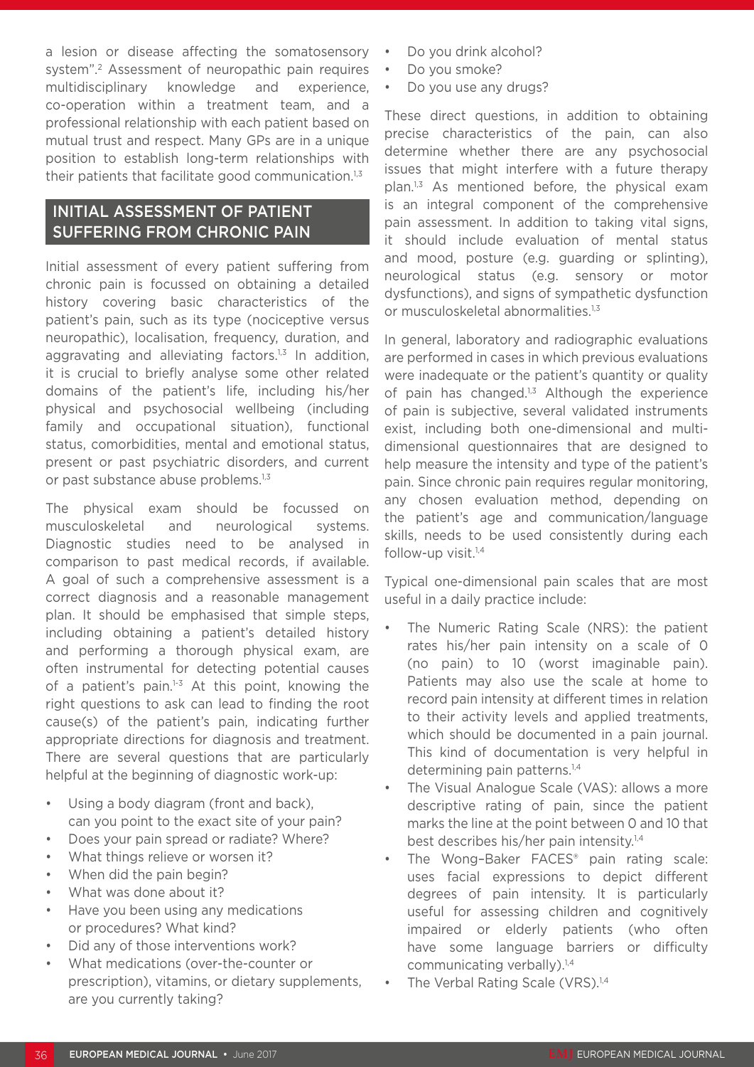a lesion or disease affecting the somatosensory system".[2] Assessment of neuropathic pain requires multidisciplinary knowledge and experience, co-operation within a treatment team, and a professional relationship with each patient based on mutual trust and respect. Many GPs are in a unique position to establish long-term relationships with their patients that facilitate good communication.[1,3]

## INITIAL ASSESSMENT OF PATIENT SUFFERING FROM CHRONIC PAIN

Initial assessment of every patient suffering from chronic pain is focussed on obtaining a detailed history covering basic characteristics of the patient's pain, such as its type (nociceptive versus neuropathic), localisation, frequency, duration, and aggravating and alleviating factors.[1,3] In addition, it is crucial to briefly analyse some other related domains of the patient's life, including his/her physical and psychosocial wellbeing (including family and occupational situation), functional status, comorbidities, mental and emotional status, present or past psychiatric disorders, and current or past substance abuse problems.[1,3]

The physical exam should be focussed on musculoskeletal and neurological systems. Diagnostic studies need to be analysed in comparison to past medical records, if available. A goal of such a comprehensive assessment is a correct diagnosis and a reasonable management plan. It should be emphasised that simple steps, including obtaining a patient's detailed history and performing a thorough physical exam, are often instrumental for detecting potential causes of a patient's pain.[1-3] At this point, knowing the right questions to ask can lead to finding the root cause(s) of the patient's pain, indicating further appropriate directions for diagnosis and treatment. There are several questions that are particularly helpful at the beginning of diagnostic work-up:

- Using a body diagram (front and back), can you point to the exact site of your pain?
- Does your pain spread or radiate? Where?
- What things relieve or worsen it?
- When did the pain begin?
- What was done about it?
- Have you been using any medications or procedures? What kind?
- Did any of those interventions work?
- What medications (over-the-counter or prescription), vitamins, or dietary supplements, are you currently taking?
- Do you drink alcohol?
- Do you smoke?
- Do you use any drugs?

These direct questions, in addition to obtaining precise characteristics of the pain, can also determine whether there are any psychosocial issues that might interfere with a future therapy plan.[1,3] As mentioned before, the physical exam is an integral component of the comprehensive pain assessment. In addition to taking vital signs, it should include evaluation of mental status and mood, posture (e.g. guarding or splinting), neurological status (e.g. sensory or motor dysfunctions), and signs of sympathetic dysfunction or musculoskeletal abnormalities.[1,3]

In general, laboratory and radiographic evaluations are performed in cases in which previous evaluations were inadequate or the patient's quantity or quality of pain has changed.[1,3] Although the experience of pain is subjective, several validated instruments exist, including both one-dimensional and multi-dimensional questionnaires that are designed to help measure the intensity and type of the patient's pain. Since chronic pain requires regular monitoring, any chosen evaluation method, depending on the patient's age and communication/language skills, needs to be used consistently during each follow-up visit.[1,4]

Typical one-dimensional pain scales that are most useful in a daily practice include:

- The Numeric Rating Scale (NRS): the patient rates his/her pain intensity on a scale of 0 (no pain) to 10 (worst imaginable pain). Patients may also use the scale at home to record pain intensity at different times in relation to their activity levels and applied treatments, which should be documented in a pain journal. This kind of documentation is very helpful in determining pain patterns.[1,4]
- The Visual Analogue Scale (VAS): allows a more descriptive rating of pain, since the patient marks the line at the point between 0 and 10 that best describes his/her pain intensity.[1,4]
- The Wong–Baker FACES® pain rating scale: uses facial expressions to depict different degrees of pain intensity. It is particularly useful for assessing children and cognitively impaired or elderly patients (who often have some language barriers or difficulty communicating verbally).[1,4]
- The Verbal Rating Scale (VRS).[1,4]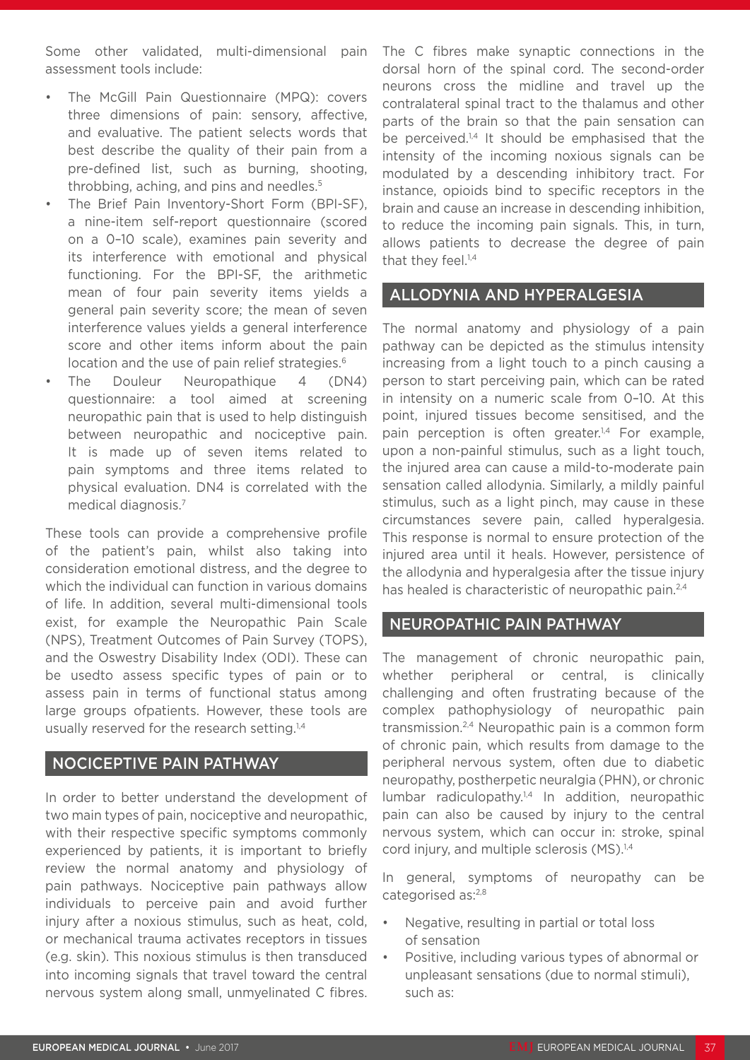Some other validated, multi-dimensional pain assessment tools include:

- The McGill Pain Questionnaire (MPQ): covers three dimensions of pain: sensory, affective, and evaluative. The patient selects words that best describe the quality of their pain from a pre-defined list, such as burning, shooting, throbbing, aching, and pins and needles.[5]
- The Brief Pain Inventory-Short Form (BPI-SF), a nine-item self-report questionnaire (scored on a 0–10 scale), examines pain severity and its interference with emotional and physical functioning. For the BPI-SF, the arithmetic mean of four pain severity items yields a general pain severity score; the mean of seven interference values yields a general interference score and other items inform about the pain location and the use of pain relief strategies.[6]
- The Douleur Neuropathique 4 (DN4) questionnaire: a tool aimed at screening neuropathic pain that is used to help distinguish between neuropathic and nociceptive pain. It is made up of seven items related to pain symptoms and three items related to physical evaluation. DN4 is correlated with the medical diagnosis.[7]

These tools can provide a comprehensive profile of the patient's pain, whilst also taking into consideration emotional distress, and the degree to which the individual can function in various domains of life. In addition, several multi-dimensional tools exist, for example the Neuropathic Pain Scale (NPS), Treatment Outcomes of Pain Survey (TOPS), and the Oswestry Disability Index (ODI). These can be usedto assess specific types of pain or to assess pain in terms of functional status among large groups ofpatients. However, these tools are usually reserved for the research setting.[1,4]

## NOCICEPTIVE PAIN PATHWAY

In order to better understand the development of two main types of pain, nociceptive and neuropathic, with their respective specific symptoms commonly experienced by patients, it is important to briefly review the normal anatomy and physiology of pain pathways. Nociceptive pain pathways allow individuals to perceive pain and avoid further injury after a noxious stimulus, such as heat, cold, or mechanical trauma activates receptors in tissues (e.g. skin). This noxious stimulus is then transduced into incoming signals that travel toward the central nervous system along small, unmyelinated C fibres. The C fibres make synaptic connections in the dorsal horn of the spinal cord. The second-order neurons cross the midline and travel up the contralateral spinal tract to the thalamus and other parts of the brain so that the pain sensation can be perceived.[1,4] It should be emphasised that the intensity of the incoming noxious signals can be modulated by a descending inhibitory tract. For instance, opioids bind to specific receptors in the brain and cause an increase in descending inhibition, to reduce the incoming pain signals. This, in turn, allows patients to decrease the degree of pain that they feel.[1,4]

## ALLODYNIA AND HYPERALGESIA

The normal anatomy and physiology of a pain pathway can be depicted as the stimulus intensity increasing from a light touch to a pinch causing a person to start perceiving pain, which can be rated in intensity on a numeric scale from 0–10. At this point, injured tissues become sensitised, and the pain perception is often greater.[1,4] For example, upon a non-painful stimulus, such as a light touch, the injured area can cause a mild-to-moderate pain sensation called allodynia. Similarly, a mildly painful stimulus, such as a light pinch, may cause in these circumstances severe pain, called hyperalgesia. This response is normal to ensure protection of the injured area until it heals. However, persistence of the allodynia and hyperalgesia after the tissue injury has healed is characteristic of neuropathic pain.[2,4]

## NEUROPATHIC PAIN PATHWAY

The management of chronic neuropathic pain, whether peripheral or central, is clinically challenging and often frustrating because of the complex pathophysiology of neuropathic pain transmission.[2,4] Neuropathic pain is a common form of chronic pain, which results from damage to the peripheral nervous system, often due to diabetic neuropathy, postherpetic neuralgia (PHN), or chronic lumbar radiculopathy.[1,4] In addition, neuropathic pain can also be caused by injury to the central nervous system, which can occur in: stroke, spinal cord injury, and multiple sclerosis (MS).[1,4]

In general, symptoms of neuropathy can be categorised as:[2,8]

- Negative, resulting in partial or total loss of sensation
- Positive, including various types of abnormal or unpleasant sensations (due to normal stimuli), such as: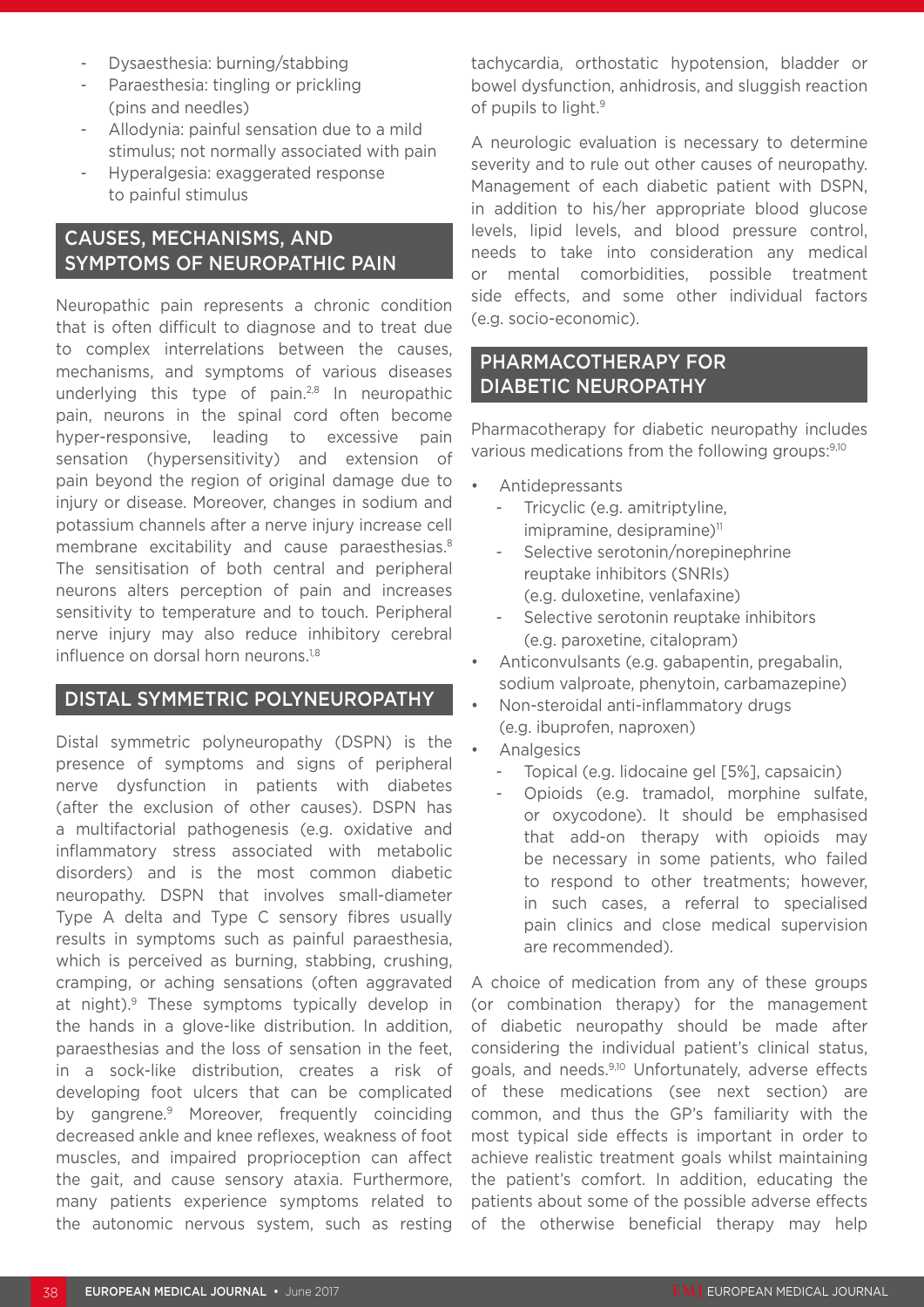- Dysaesthesia: burning/stabbing
- Paraesthesia: tingling or prickling (pins and needles)
- Allodynia: painful sensation due to a mild stimulus; not normally associated with pain
- Hyperalgesia: exaggerated response to painful stimulus

## CAUSES, MECHANISMS, AND SYMPTOMS OF NEUROPATHIC PAIN

Neuropathic pain represents a chronic condition that is often difficult to diagnose and to treat due to complex interrelations between the causes, mechanisms, and symptoms of various diseases underlying this type of pain.[2,8] In neuropathic pain, neurons in the spinal cord often become hyper-responsive, leading to excessive pain sensation (hypersensitivity) and extension of pain beyond the region of original damage due to injury or disease. Moreover, changes in sodium and potassium channels after a nerve injury increase cell membrane excitability and cause paraesthesias.[8] The sensitisation of both central and peripheral neurons alters perception of pain and increases sensitivity to temperature and to touch. Peripheral nerve injury may also reduce inhibitory cerebral influence on dorsal horn neurons.[1,8]

## DISTAL SYMMETRIC POLYNEUROPATHY

Distal symmetric polyneuropathy (DSPN) is the presence of symptoms and signs of peripheral nerve dysfunction in patients with diabetes (after the exclusion of other causes). DSPN has a multifactorial pathogenesis (e.g. oxidative and inflammatory stress associated with metabolic disorders) and is the most common diabetic neuropathy. DSPN that involves small-diameter Type A delta and Type C sensory fibres usually results in symptoms such as painful paraesthesia, which is perceived as burning, stabbing, crushing, cramping, or aching sensations (often aggravated at night).[9] These symptoms typically develop in the hands in a glove-like distribution. In addition, paraesthesias and the loss of sensation in the feet, in a sock-like distribution, creates a risk of developing foot ulcers that can be complicated by gangrene.[9] Moreover, frequently coinciding decreased ankle and knee reflexes, weakness of foot muscles, and impaired proprioception can affect the gait, and cause sensory ataxia. Furthermore, many patients experience symptoms related to the autonomic nervous system, such as resting tachycardia, orthostatic hypotension, bladder or bowel dysfunction, anhidrosis, and sluggish reaction of pupils to light.[9]

A neurologic evaluation is necessary to determine severity and to rule out other causes of neuropathy. Management of each diabetic patient with DSPN, in addition to his/her appropriate blood glucose levels, lipid levels, and blood pressure control, needs to take into consideration any medical or mental comorbidities, possible treatment side effects, and some other individual factors (e.g. socio-economic).

## PHARMACOTHERAPY FOR DIABETIC NEUROPATHY

Pharmacotherapy for diabetic neuropathy includes various medications from the following groups:[9,10]

- Antidepressants
  - Tricyclic (e.g. amitriptyline, imipramine, desipramine)[11]
  - Selective serotonin/norepinephrine reuptake inhibitors (SNRIs) (e.g. duloxetine, venlafaxine)
  - Selective serotonin reuptake inhibitors (e.g. paroxetine, citalopram)
- Anticonvulsants (e.g. gabapentin, pregabalin, sodium valproate, phenytoin, carbamazepine)
- Non-steroidal anti-inflammatory drugs (e.g. ibuprofen, naproxen)
- Analgesics
  - Topical (e.g. lidocaine gel [5%], capsaicin)
  - Opioids (e.g. tramadol, morphine sulfate, or oxycodone). It should be emphasised that add-on therapy with opioids may be necessary in some patients, who failed to respond to other treatments; however, in such cases, a referral to specialised pain clinics and close medical supervision are recommended).

A choice of medication from any of these groups (or combination therapy) for the management of diabetic neuropathy should be made after considering the individual patient's clinical status, goals, and needs.[9,10] Unfortunately, adverse effects of these medications (see next section) are common, and thus the GP's familiarity with the most typical side effects is important in order to achieve realistic treatment goals whilst maintaining the patient's comfort. In addition, educating the patients about some of the possible adverse effects of the otherwise beneficial therapy may help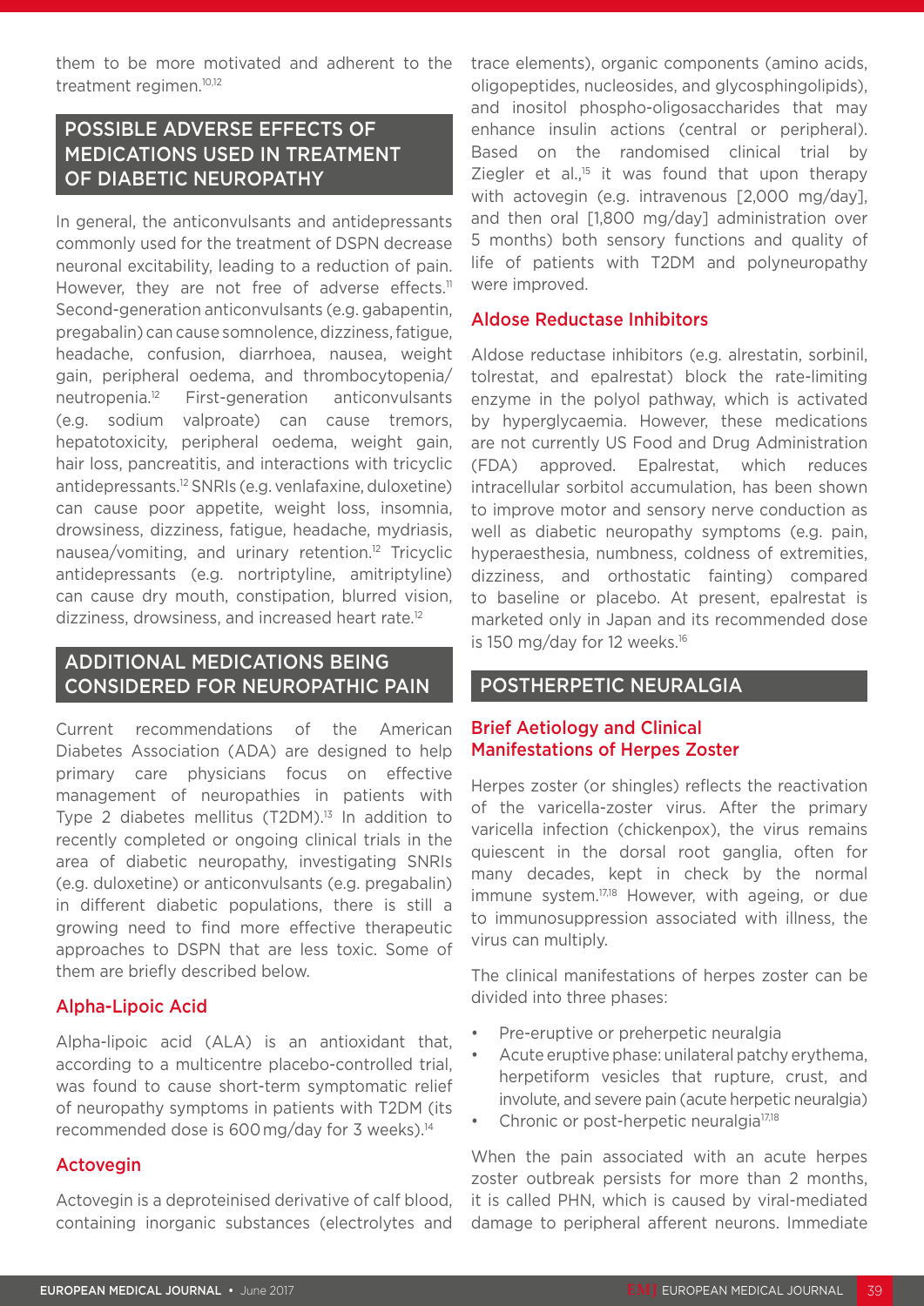them to be more motivated and adherent to the treatment regimen.[10,12]

## POSSIBLE ADVERSE EFFECTS OF MEDICATIONS USED IN TREATMENT OF DIABETIC NEUROPATHY

In general, the anticonvulsants and antidepressants commonly used for the treatment of DSPN decrease neuronal excitability, leading to a reduction of pain. However, they are not free of adverse effects.[11] Second-generation anticonvulsants (e.g. gabapentin, pregabalin) can cause somnolence, dizziness, fatigue, headache, confusion, diarrhoea, nausea, weight gain, peripheral oedema, and thrombocytopenia/neutropenia.[12] First-generation anticonvulsants (e.g. sodium valproate) can cause tremors, hepatotoxicity, peripheral oedema, weight gain, hair loss, pancreatitis, and interactions with tricyclic antidepressants.[12] SNRIs (e.g. venlafaxine, duloxetine) can cause poor appetite, weight loss, insomnia, drowsiness, dizziness, fatigue, headache, mydriasis, nausea/vomiting, and urinary retention.[12] Tricyclic antidepressants (e.g. nortriptyline, amitriptyline) can cause dry mouth, constipation, blurred vision, dizziness, drowsiness, and increased heart rate.[12]

## ADDITIONAL MEDICATIONS BEING CONSIDERED FOR NEUROPATHIC PAIN

Current recommendations of the American Diabetes Association (ADA) are designed to help primary care physicians focus on effective management of neuropathies in patients with Type 2 diabetes mellitus (T2DM).[13] In addition to recently completed or ongoing clinical trials in the area of diabetic neuropathy, investigating SNRIs (e.g. duloxetine) or anticonvulsants (e.g. pregabalin) in different diabetic populations, there is still a growing need to find more effective therapeutic approaches to DSPN that are less toxic. Some of them are briefly described below.

### Alpha-Lipoic Acid

Alpha-lipoic acid (ALA) is an antioxidant that, according to a multicentre placebo-controlled trial, was found to cause short-term symptomatic relief of neuropathy symptoms in patients with T2DM (its recommended dose is 600 mg/day for 3 weeks).[14]

### Actovegin

Actovegin is a deproteinised derivative of calf blood, containing inorganic substances (electrolytes and trace elements), organic components (amino acids, oligopeptides, nucleosides, and glycosphingolipids), and inositol phospho-oligosaccharides that may enhance insulin actions (central or peripheral). Based on the randomised clinical trial by Ziegler et al.,[15] it was found that upon therapy with actovegin (e.g. intravenous [2,000 mg/day], and then oral [1,800 mg/day] administration over 5 months) both sensory functions and quality of life of patients with T2DM and polyneuropathy were improved.

### Aldose Reductase Inhibitors

Aldose reductase inhibitors (e.g. alrestatin, sorbinil, tolrestat, and epalrestat) block the rate-limiting enzyme in the polyol pathway, which is activated by hyperglycaemia. However, these medications are not currently US Food and Drug Administration (FDA) approved. Epalrestat, which reduces intracellular sorbitol accumulation, has been shown to improve motor and sensory nerve conduction as well as diabetic neuropathy symptoms (e.g. pain, hyperaesthesia, numbness, coldness of extremities, dizziness, and orthostatic fainting) compared to baseline or placebo. At present, epalrestat is marketed only in Japan and its recommended dose is 150 mg/day for 12 weeks.[16]

## POSTHERPETIC NEURALGIA

### Brief Aetiology and Clinical Manifestations of Herpes Zoster

Herpes zoster (or shingles) reflects the reactivation of the varicella-zoster virus. After the primary varicella infection (chickenpox), the virus remains quiescent in the dorsal root ganglia, often for many decades, kept in check by the normal immune system.[17,18] However, with ageing, or due to immunosuppression associated with illness, the virus can multiply.

The clinical manifestations of herpes zoster can be divided into three phases:

- Pre-eruptive or preherpetic neuralgia
- Acute eruptive phase: unilateral patchy erythema, herpetiform vesicles that rupture, crust, and involute, and severe pain (acute herpetic neuralgia)
- Chronic or post-herpetic neuralgia[17,18]

When the pain associated with an acute herpes zoster outbreak persists for more than 2 months, it is called PHN, which is caused by viral-mediated damage to peripheral afferent neurons. Immediate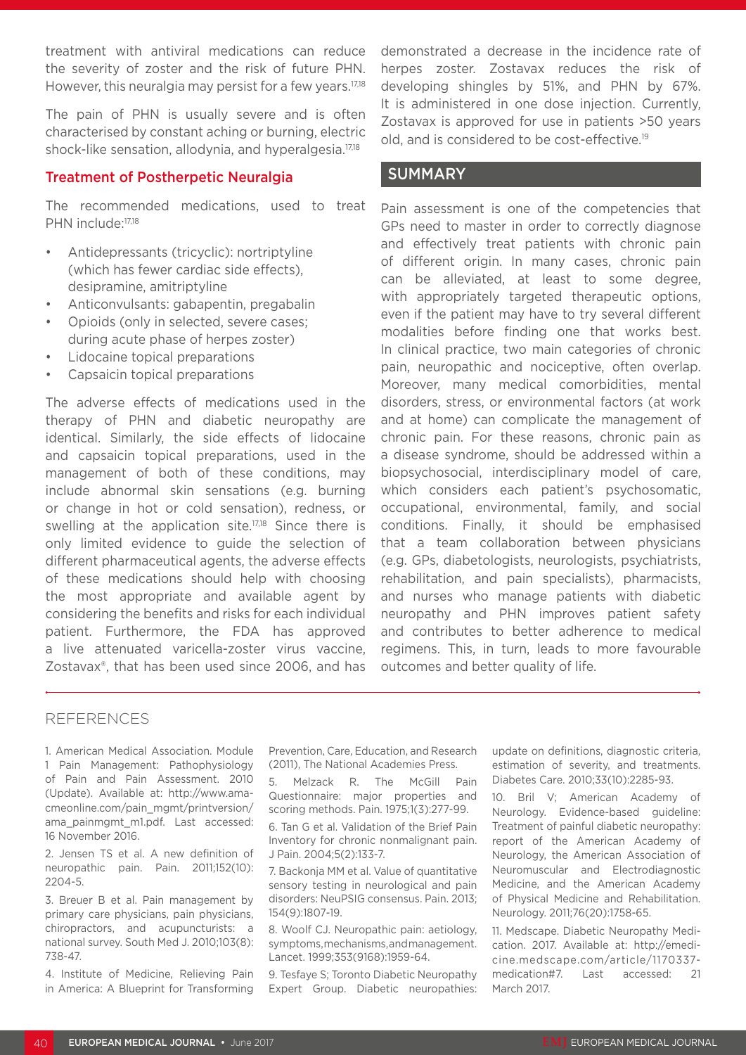treatment with antiviral medications can reduce the severity of zoster and the risk of future PHN. However, this neuralgia may persist for a few years.[17,18]

The pain of PHN is usually severe and is often characterised by constant aching or burning, electric shock-like sensation, allodynia, and hyperalgesia.[17,18]

### Treatment of Postherpetic Neuralgia

The recommended medications, used to treat PHN include:[17,18]

- Antidepressants (tricyclic): nortriptyline (which has fewer cardiac side effects), desipramine, amitriptyline
- Anticonvulsants: gabapentin, pregabalin
- Opioids (only in selected, severe cases; during acute phase of herpes zoster)
- Lidocaine topical preparations
- Capsaicin topical preparations

The adverse effects of medications used in the therapy of PHN and diabetic neuropathy are identical. Similarly, the side effects of lidocaine and capsaicin topical preparations, used in the management of both of these conditions, may include abnormal skin sensations (e.g. burning or change in hot or cold sensation), redness, or swelling at the application site.[17,18] Since there is only limited evidence to guide the selection of different pharmaceutical agents, the adverse effects of these medications should help with choosing the most appropriate and available agent by considering the benefits and risks for each individual patient. Furthermore, the FDA has approved a live attenuated varicella-zoster virus vaccine, Zostavax®, that has been used since 2006, and has demonstrated a decrease in the incidence rate of herpes zoster. Zostavax reduces the risk of developing shingles by 51%, and PHN by 67%. It is administered in one dose injection. Currently, Zostavax is approved for use in patients >50 years old, and is considered to be cost-effective.[19]

## SUMMARY

Pain assessment is one of the competencies that GPs need to master in order to correctly diagnose and effectively treat patients with chronic pain of different origin. In many cases, chronic pain can be alleviated, at least to some degree, with appropriately targeted therapeutic options, even if the patient may have to try several different modalities before finding one that works best. In clinical practice, two main categories of chronic pain, neuropathic and nociceptive, often overlap. Moreover, many medical comorbidities, mental disorders, stress, or environmental factors (at work and at home) can complicate the management of chronic pain. For these reasons, chronic pain as a disease syndrome, should be addressed within a biopsychosocial, interdisciplinary model of care, which considers each patient's psychosomatic, occupational, environmental, family, and social conditions. Finally, it should be emphasised that a team collaboration between physicians (e.g. GPs, diabetologists, neurologists, psychiatrists, rehabilitation, and pain specialists), pharmacists, and nurses who manage patients with diabetic neuropathy and PHN improves patient safety and contributes to better adherence to medical regimens. This, in turn, leads to more favourable outcomes and better quality of life.

## REFERENCES

1. American Medical Association. Module 1 Pain Management: Pathophysiology of Pain and Pain Assessment. 2010 (Update). Available at: http://www.ama-cmeonline.com/pain_mgmt/printversion/ama_painmgmt_m1.pdf. Last accessed: 16 November 2016.

2. Jensen TS et al. A new definition of neuropathic pain. Pain. 2011;152(10):2204-5.

3. Breuer B et al. Pain management by primary care physicians, pain physicians, chiropractors, and acupuncturists: a national survey. South Med J. 2010;103(8):738-47.

4. Institute of Medicine, Relieving Pain in America: A Blueprint for Transforming Prevention, Care, Education, and Research (2011), The National Academies Press.

5. Melzack R. The McGill Pain Questionnaire: major properties and scoring methods. Pain. 1975;1(3):277-99.

6. Tan G et al. Validation of the Brief Pain Inventory for chronic nonmalignant pain. J Pain. 2004;5(2):133-7.

7. Backonja MM et al. Value of quantitative sensory testing in neurological and pain disorders: NeuPSIG consensus. Pain. 2013;154(9):1807-19.

8. Woolf CJ. Neuropathic pain: aetiology, symptoms, mechanisms, and management. Lancet. 1999;353(9168):1959-64.

9. Tesfaye S; Toronto Diabetic Neuropathy Expert Group. Diabetic neuropathies: update on definitions, diagnostic criteria, estimation of severity, and treatments. Diabetes Care. 2010;33(10):2285-93.

10. Bril V; American Academy of Neurology. Evidence-based guideline: Treatment of painful diabetic neuropathy: report of the American Academy of Neurology, the American Association of Neuromuscular and Electrodiagnostic Medicine, and the American Academy of Physical Medicine and Rehabilitation. Neurology. 2011;76(20):1758-65.

11. Medscape. Diabetic Neuropathy Medication. 2017. Available at: http://emedicine.medscape.com/article/1170337-medication#7. Last accessed: 21 March 2017.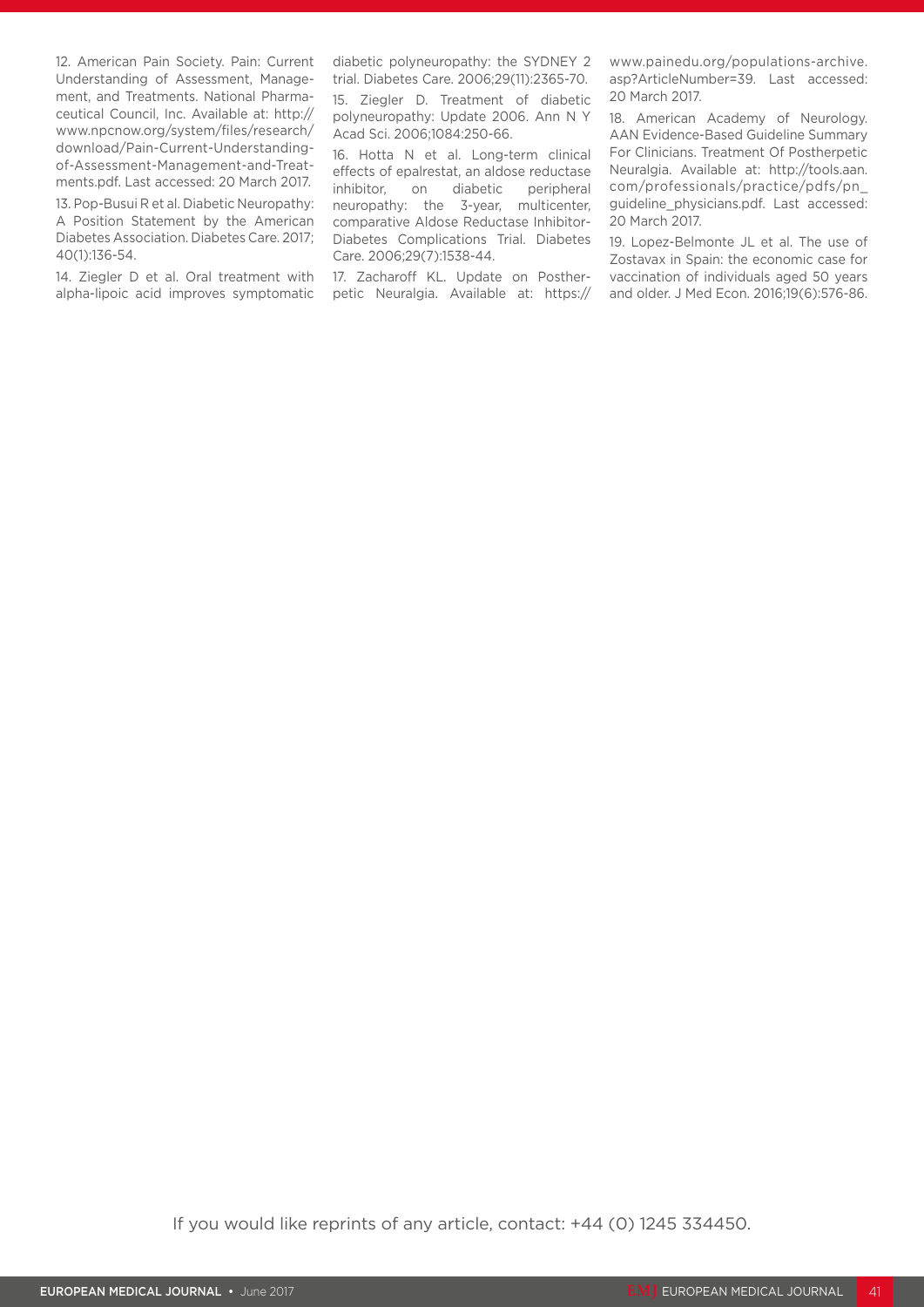12. American Pain Society. Pain: Current Understanding of Assessment, Management, and Treatments. National Pharmaceutical Council, Inc. Available at: http://www.npcnow.org/system/files/research/download/Pain-Current-Understanding-of-Assessment-Management-and-Treatments.pdf. Last accessed: 20 March 2017.

13. Pop-Busui R et al. Diabetic Neuropathy: A Position Statement by the American Diabetes Association. Diabetes Care. 2017; 40(1):136-54.

14. Ziegler D et al. Oral treatment with alpha-lipoic acid improves symptomatic diabetic polyneuropathy: the SYDNEY 2 trial. Diabetes Care. 2006;29(11):2365-70.

15. Ziegler D. Treatment of diabetic polyneuropathy: Update 2006. Ann N Y Acad Sci. 2006;1084:250-66.

16. Hotta N et al. Long-term clinical effects of epalrestat, an aldose reductase inhibitor, on diabetic peripheral neuropathy: the 3-year, multicenter, comparative Aldose Reductase Inhibitor-Diabetes Complications Trial. Diabetes Care. 2006;29(7):1538-44.

17. Zacharoff KL. Update on Postherpetic Neuralgia. Available at: https://www.painedu.org/populations-archive.asp?ArticleNumber=39. Last accessed: 20 March 2017.

18. American Academy of Neurology. AAN Evidence-Based Guideline Summary For Clinicians. Treatment Of Postherpetic Neuralgia. Available at: http://tools.aan.com/professionals/practice/pdfs/pn_guideline_physicians.pdf. Last accessed: 20 March 2017.

19. Lopez-Belmonte JL et al. The use of Zostavax in Spain: the economic case for vaccination of individuals aged 50 years and older. J Med Econ. 2016;19(6):576-86.

If you would like reprints of any article, contact: +44 (0) 1245 334450.